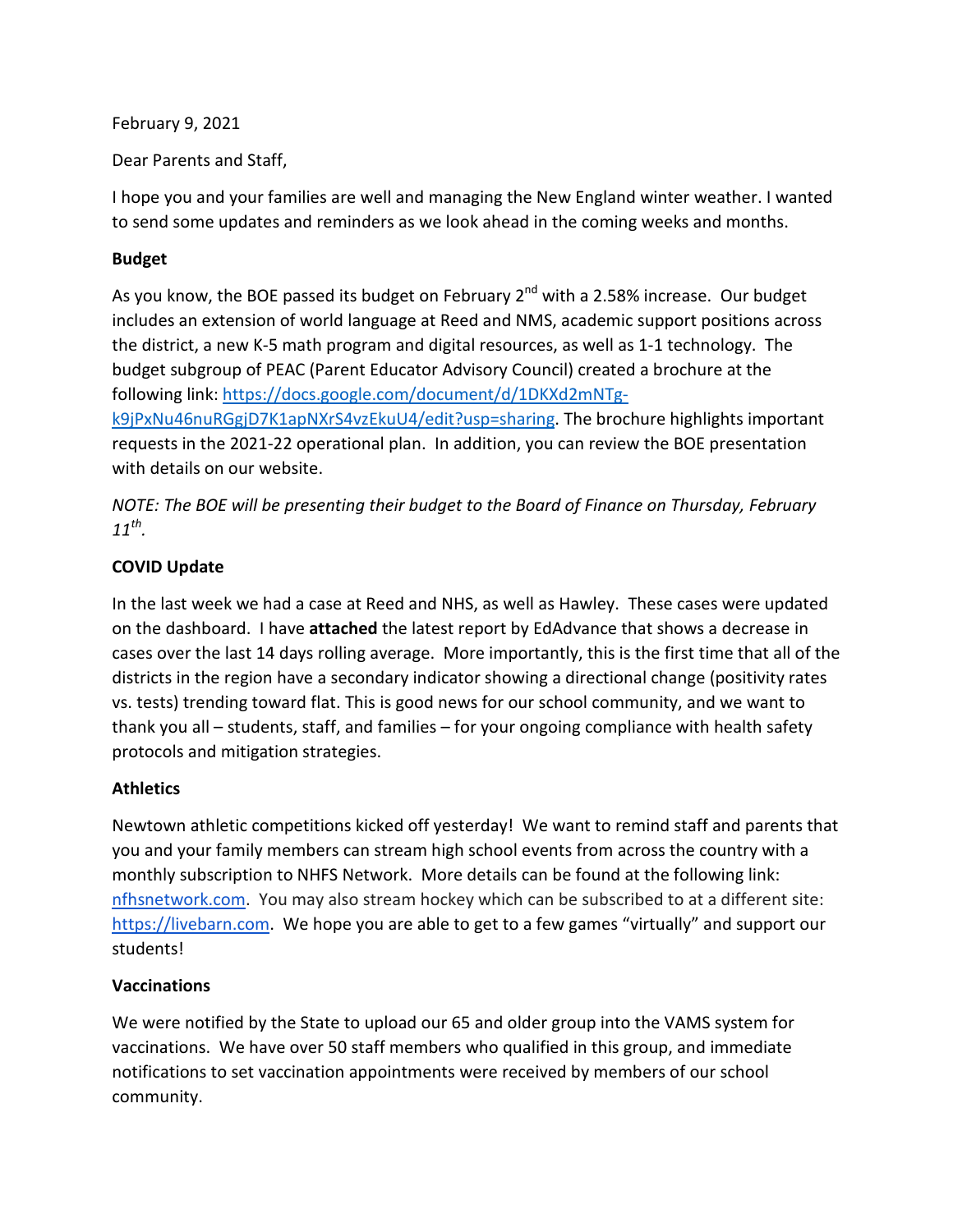February 9, 2021

Dear Parents and Staff,

I hope you and your families are well and managing the New England winter weather. I wanted to send some updates and reminders as we look ahead in the coming weeks and months.

**Budget**

As you know, the BOE passed its budget on February 2nd with a 2.58% increase. Our budget includes an extension of world language at Reed and NMS, academic support positions across the district, a new K-5 math program and digital resources, as well as 1-1 technology. The budget subgroup of PEAC (Parent Educator Advisory Council) created a brochure at the following link: [https://docs.google.com/document/d/1DKXd2mNTg-k9jPxNu46nuRGgjD7K1apNXrS4vzEkuU4/edit?usp=sharing](https://docs.google.com/document/d/1DKXd2mNTg-k9jPxNu46nuRGgjD7K1apNXrS4vzEkuU4/edit?usp=sharing). The brochure highlights important requests in the 2021-22 operational plan. In addition, you can review the BOE presentation with details on our website.

*NOTE: The BOE will be presenting their budget to the Board of Finance on Thursday, February 11th.*

**COVID Update**

In the last week we had a case at Reed and NHS, as well as Hawley. These cases were updated on the dashboard. I have **attached** the latest report by EdAdvance that shows a decrease in cases over the last 14 days rolling average. More importantly, this is the first time that all of the districts in the region have a secondary indicator showing a directional change (positivity rates vs. tests) trending toward flat. This is good news for our school community, and we want to thank you all – students, staff, and families – for your ongoing compliance with health safety protocols and mitigation strategies.

**Athletics**

Newtown athletic competitions kicked off yesterday! We want to remind staff and parents that you and your family members can stream high school events from across the country with a monthly subscription to NHFS Network. More details can be found at the following link: [nfhsnetwork.com](nfhsnetwork.com). You may also stream hockey which can be subscribed to at a different site: [https://livebarn.com](https://livebarn.com). We hope you are able to get to a few games "virtually" and support our students!

**Vaccinations**

We were notified by the State to upload our 65 and older group into the VAMS system for vaccinations. We have over 50 staff members who qualified in this group, and immediate notifications to set vaccination appointments were received by members of our school community.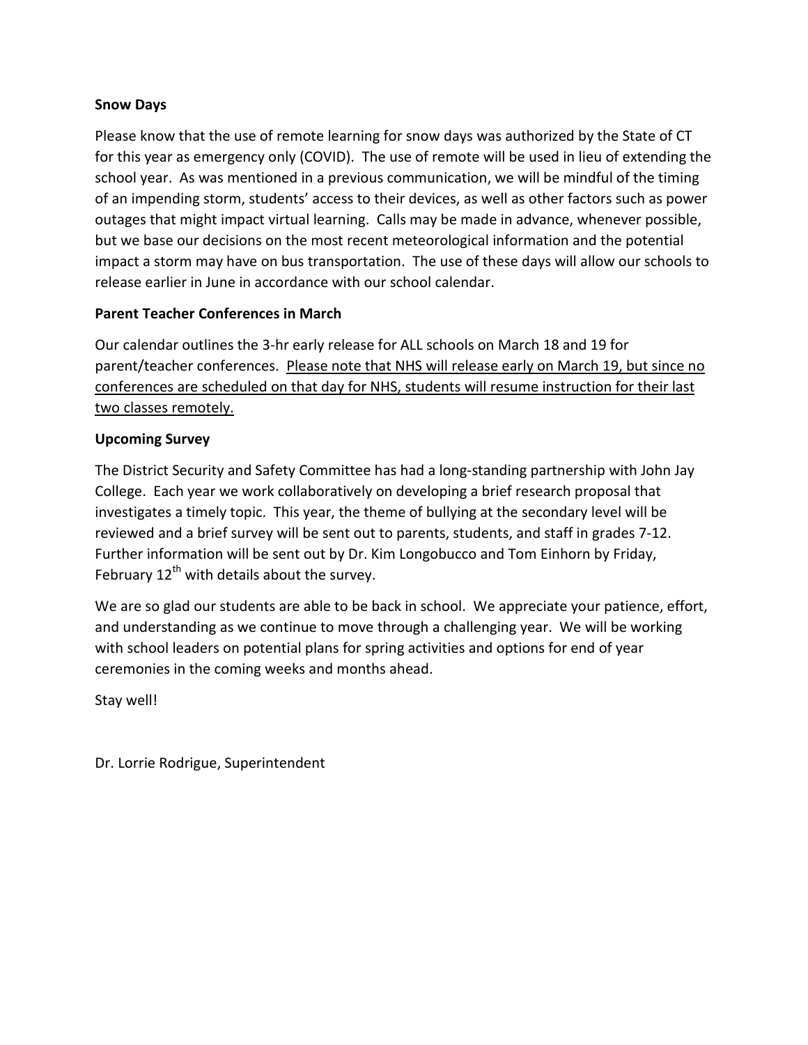**Snow Days**

Please know that the use of remote learning for snow days was authorized by the State of CT for this year as emergency only (COVID). The use of remote will be used in lieu of extending the school year. As was mentioned in a previous communication, we will be mindful of the timing of an impending storm, students' access to their devices, as well as other factors such as power outages that might impact virtual learning. Calls may be made in advance, whenever possible, but we base our decisions on the most recent meteorological information and the potential impact a storm may have on bus transportation. The use of these days will allow our schools to release earlier in June in accordance with our school calendar.

**Parent Teacher Conferences in March**

Our calendar outlines the 3-hr early release for ALL schools on March 18 and 19 for parent/teacher conferences. <u>Please note that NHS will release early on March 19, but since no conferences are scheduled on that day for NHS, students will resume instruction for their last two classes remotely.</u>

**Upcoming Survey**

The District Security and Safety Committee has had a long-standing partnership with John Jay College. Each year we work collaboratively on developing a brief research proposal that investigates a timely topic. This year, the theme of bullying at the secondary level will be reviewed and a brief survey will be sent out to parents, students, and staff in grades 7-12. Further information will be sent out by Dr. Kim Longobucco and Tom Einhorn by Friday, February 12th with details about the survey.

We are so glad our students are able to be back in school. We appreciate your patience, effort, and understanding as we continue to move through a challenging year. We will be working with school leaders on potential plans for spring activities and options for end of year ceremonies in the coming weeks and months ahead.

Stay well!

Dr. Lorrie Rodrigue, Superintendent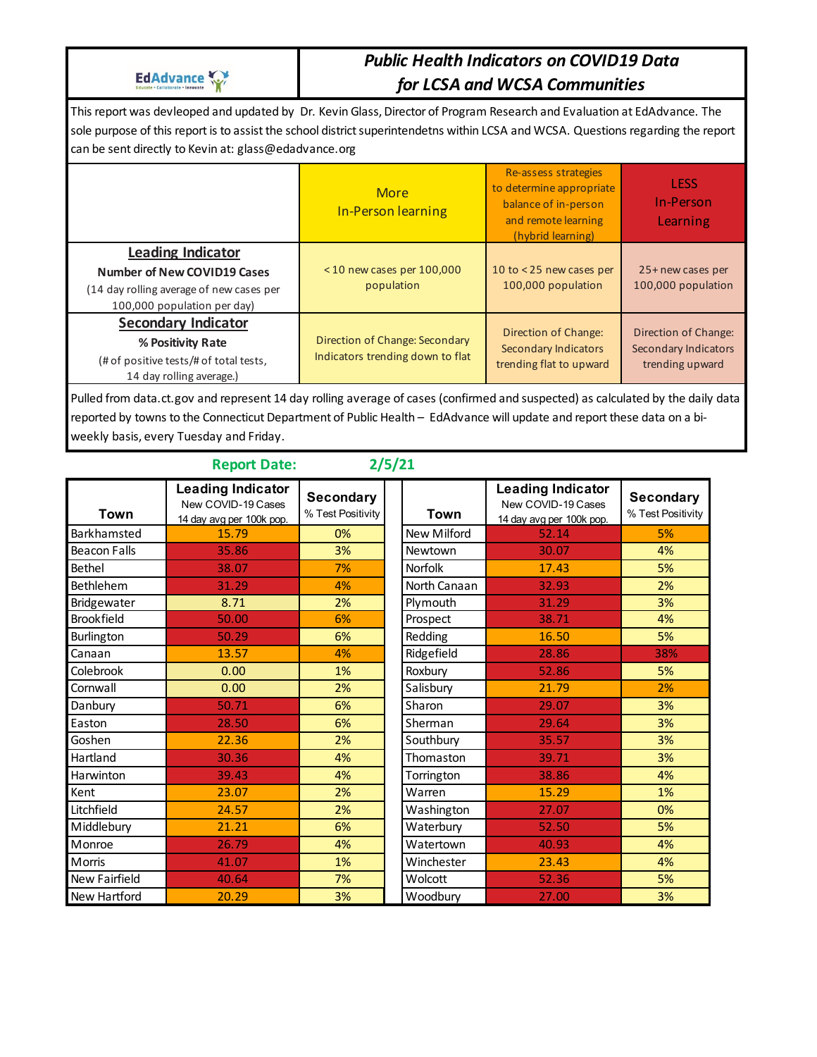EdAdvance

# *Public Health Indicators on COVID19 Data for LCSA and WCSA Communities*

This report was devleoped and updated by Dr. Kevin Glass, Director of Program Research and Evaluation at EdAdvance. The sole purpose of this report is to assist the school district superintendetns within LCSA and WCSA. Questions regarding the report can be sent directly to Kevin at: glass@edadvance.org

| | More In-Person learning | Re-assess strategies to determine appropriate balance of in-person and remote learning (hybrid learning) | LESS In-Person Learning |
|---|---|---|---|
| **Leading Indicator** **Number of New COVID19 Cases** (14 day rolling average of new cases per 100,000 population per day) | < 10 new cases per 100,000 population | 10 to < 25 new cases per 100,000 population | 25+ new cases per 100,000 population |
| **Secondary Indicator** **% Positivity Rate** (# of positive tests/# of total tests, 14 day rolling average.) | Direction of Change: Secondary Indicators trending down to flat | Direction of Change: Secondary Indicators trending flat to upward | Direction of Change: Secondary Indicators trending upward |

Pulled from data.ct.gov and represent 14 day rolling average of cases (confirmed and suspected) as calculated by the daily data reported by towns to the Connecticut Department of Public Health – EdAdvance will update and report these data on a bi-weekly basis, every Tuesday and Friday.

**Report Date: 2/5/21**

| Town | Leading Indicator New COVID-19 Cases 14 day avg per 100k pop. | Secondary % Test Positivity | Town | Leading Indicator New COVID-19 Cases 14 day avg per 100k pop. | Secondary % Test Positivity |
|---|---|---|---|---|---|
| Barkhamsted | 15.79 | 0% | New Milford | 52.14 | 5% |
| Beacon Falls | 35.86 | 3% | Newtown | 30.07 | 4% |
| Bethel | 38.07 | 7% | Norfolk | 17.43 | 5% |
| Bethlehem | 31.29 | 4% | North Canaan | 32.93 | 2% |
| Bridgewater | 8.71 | 2% | Plymouth | 31.29 | 3% |
| Brookfield | 50.00 | 6% | Prospect | 38.71 | 4% |
| Burlington | 50.29 | 6% | Redding | 16.50 | 5% |
| Canaan | 13.57 | 4% | Ridgefield | 28.86 | 38% |
| Colebrook | 0.00 | 1% | Roxbury | 52.86 | 5% |
| Cornwall | 0.00 | 2% | Salisbury | 21.79 | 2% |
| Danbury | 50.71 | 6% | Sharon | 29.07 | 3% |
| Easton | 28.50 | 6% | Sherman | 29.64 | 3% |
| Goshen | 22.36 | 2% | Southbury | 35.57 | 3% |
| Hartland | 30.36 | 4% | Thomaston | 39.71 | 3% |
| Harwinton | 39.43 | 4% | Torrington | 38.86 | 4% |
| Kent | 23.07 | 2% | Warren | 15.29 | 1% |
| Litchfield | 24.57 | 2% | Washington | 27.07 | 0% |
| Middlebury | 21.21 | 6% | Waterbury | 52.50 | 5% |
| Monroe | 26.79 | 4% | Watertown | 40.93 | 4% |
| Morris | 41.07 | 1% | Winchester | 23.43 | 4% |
| New Fairfield | 40.64 | 7% | Wolcott | 52.36 | 5% |
| New Hartford | 20.29 | 3% | Woodbury | 27.00 | 3% |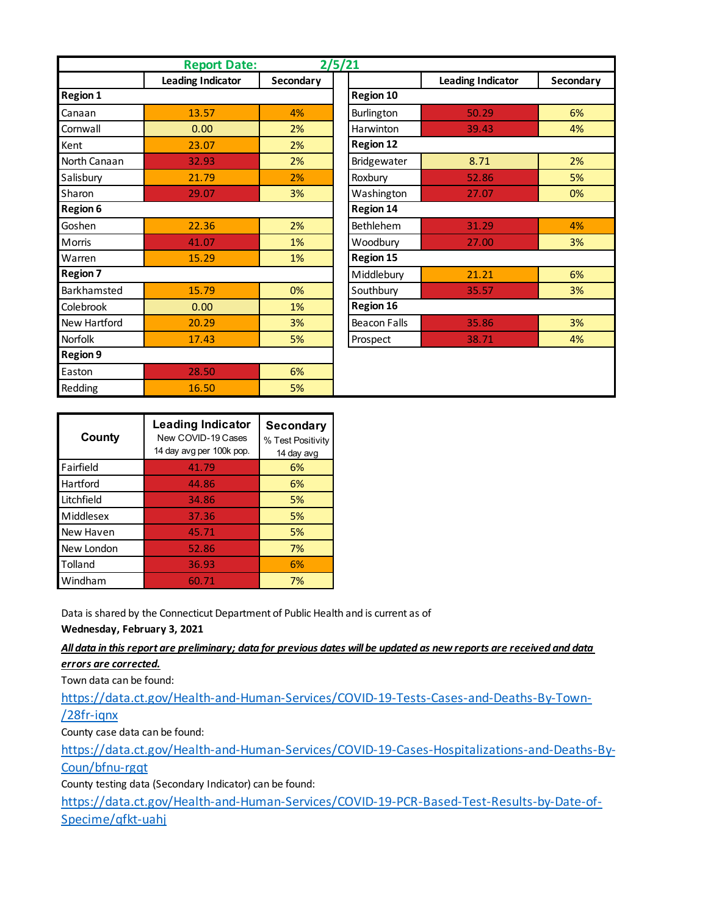**Report Date: 2/5/21**

| | Leading Indicator | Secondary |
|---|---|---|
| **Region 1** | | |
| Canaan | 13.57 | 4% |
| Cornwall | 0.00 | 2% |
| Kent | 23.07 | 2% |
| North Canaan | 32.93 | 2% |
| Salisbury | 21.79 | 2% |
| Sharon | 29.07 | 3% |
| **Region 6** | | |
| Goshen | 22.36 | 2% |
| Morris | 41.07 | 1% |
| Warren | 15.29 | 1% |
| **Region 7** | | |
| Barkhamsted | 15.79 | 0% |
| Colebrook | 0.00 | 1% |
| New Hartford | 20.29 | 3% |
| Norfolk | 17.43 | 5% |
| **Region 9** | | |
| Easton | 28.50 | 6% |
| Redding | 16.50 | 5% |

| | Leading Indicator | Secondary |
|---|---|---|
| **Region 10** | | |
| Burlington | 50.29 | 6% |
| Harwinton | 39.43 | 4% |
| **Region 12** | | |
| Bridgewater | 8.71 | 2% |
| Roxbury | 52.86 | 5% |
| Washington | 27.07 | 0% |
| **Region 14** | | |
| Bethlehem | 31.29 | 4% |
| Woodbury | 27.00 | 3% |
| **Region 15** | | |
| Middlebury | 21.21 | 6% |
| Southbury | 35.57 | 3% |
| **Region 16** | | |
| Beacon Falls | 35.86 | 3% |
| Prospect | 38.71 | 4% |

| County | Leading Indicator<br>New COVID-19 Cases<br>14 day avg per 100k pop. | Secondary<br>% Test Positivity<br>14 day avg |
|---|---|---|
| Fairfield | 41.79 | 6% |
| Hartford | 44.86 | 6% |
| Litchfield | 34.86 | 5% |
| Middlesex | 37.36 | 5% |
| New Haven | 45.71 | 5% |
| New London | 52.86 | 7% |
| Tolland | 36.93 | 6% |
| Windham | 60.71 | 7% |

Data is shared by the Connecticut Department of Public Health and is current as of

**Wednesday, February 3, 2021**

***All data in this report are preliminary; data for previous dates will be updated as new reports are received and data errors are corrected.***

Town data can be found:

https://data.ct.gov/Health-and-Human-Services/COVID-19-Tests-Cases-and-Deaths-By-Town-/28fr-iqnx

County case data can be found:

https://data.ct.gov/Health-and-Human-Services/COVID-19-Cases-Hospitalizations-and-Deaths-By-Coun/bfnu-rgqt

County testing data (Secondary Indicator) can be found:

https://data.ct.gov/Health-and-Human-Services/COVID-19-PCR-Based-Test-Results-by-Date-of-Specime/qfkt-uahj